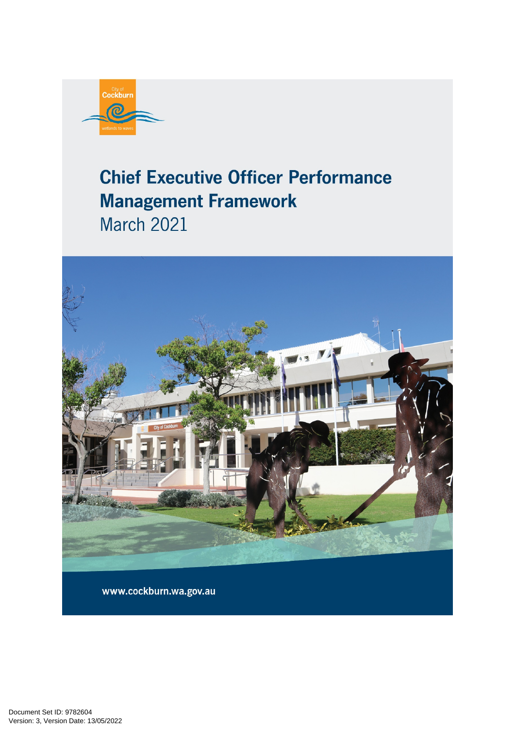City of Cockburn

wetlands to waves

# Chief Executive Officer Performance Management Framework

March 2021

www.cockburn.wa.gov.au

Document Set ID: 9782604
Version: 3, Version Date: 13/05/2022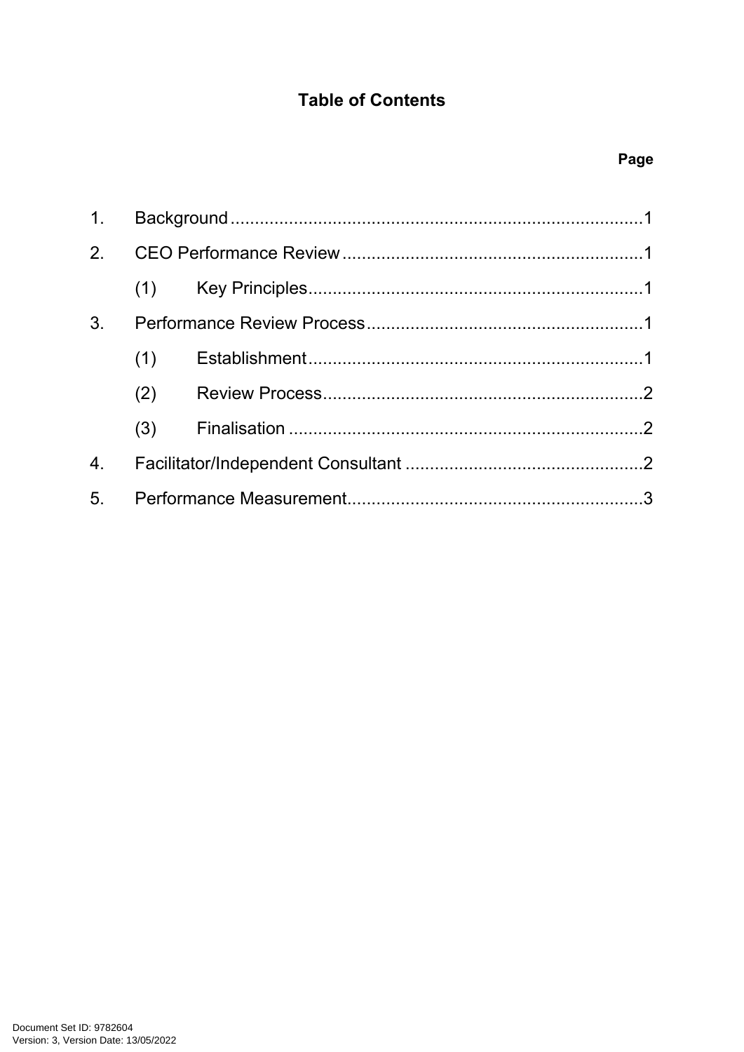**Table of Contents**

**Page**

1. Background ..................................................................................... 1
2. CEO Performance Review .............................................................. 1
   - (1) Key Principles ..................................................................... 1
3. Performance Review Process ......................................................... 1
   - (1) Establishment ..................................................................... 1
   - (2) Review Process .................................................................. 2
   - (3) Finalisation ......................................................................... 2
4. Facilitator/Independent Consultant ................................................. 2
5. Performance Measurement ............................................................. 3

Document Set ID: 9782604
Version: 3, Version Date: 13/05/2022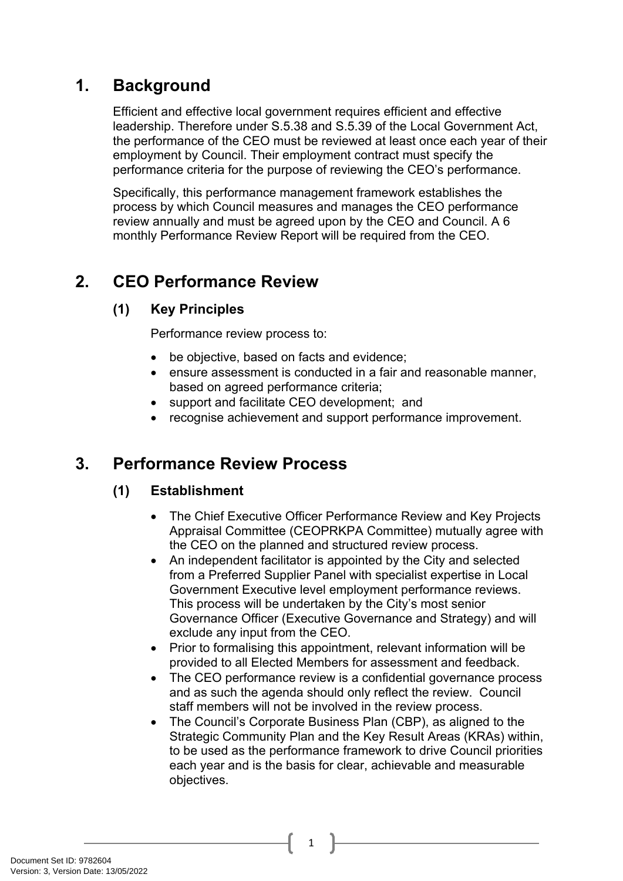# 1. Background

Efficient and effective local government requires efficient and effective leadership. Therefore under S.5.38 and S.5.39 of the Local Government Act, the performance of the CEO must be reviewed at least once each year of their employment by Council. Their employment contract must specify the performance criteria for the purpose of reviewing the CEO's performance.

Specifically, this performance management framework establishes the process by which Council measures and manages the CEO performance review annually and must be agreed upon by the CEO and Council. A 6 monthly Performance Review Report will be required from the CEO.

# 2. CEO Performance Review

## (1) Key Principles

Performance review process to:

- be objective, based on facts and evidence;
- ensure assessment is conducted in a fair and reasonable manner, based on agreed performance criteria;
- support and facilitate CEO development; and
- recognise achievement and support performance improvement.

# 3. Performance Review Process

## (1) Establishment

- The Chief Executive Officer Performance Review and Key Projects Appraisal Committee (CEOPRKPA Committee) mutually agree with the CEO on the planned and structured review process.
- An independent facilitator is appointed by the City and selected from a Preferred Supplier Panel with specialist expertise in Local Government Executive level employment performance reviews. This process will be undertaken by the City's most senior Governance Officer (Executive Governance and Strategy) and will exclude any input from the CEO.
- Prior to formalising this appointment, relevant information will be provided to all Elected Members for assessment and feedback.
- The CEO performance review is a confidential governance process and as such the agenda should only reflect the review. Council staff members will not be involved in the review process.
- The Council's Corporate Business Plan (CBP), as aligned to the Strategic Community Plan and the Key Result Areas (KRAs) within, to be used as the performance framework to drive Council priorities each year and is the basis for clear, achievable and measurable objectives.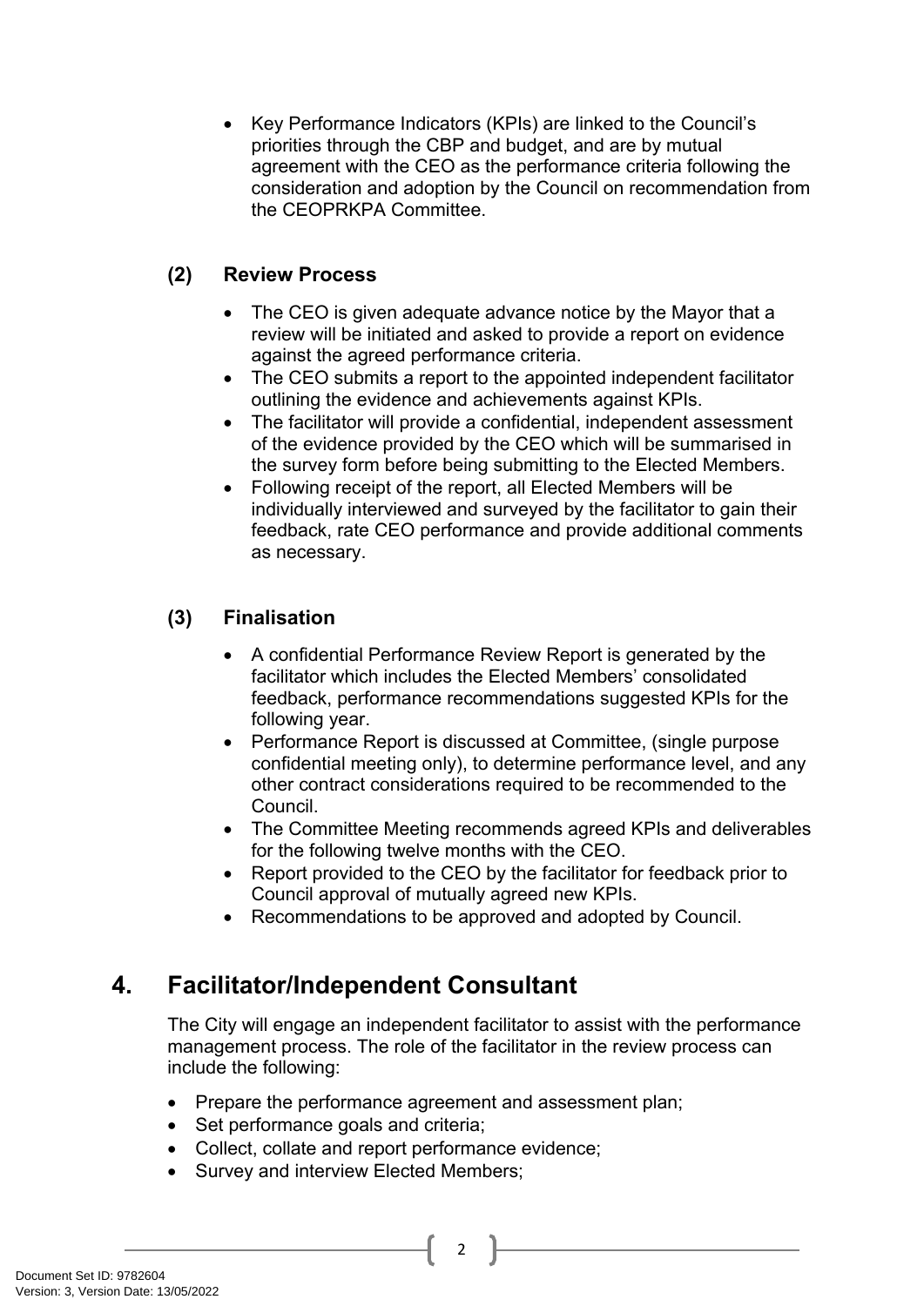- Key Performance Indicators (KPIs) are linked to the Council's priorities through the CBP and budget, and are by mutual agreement with the CEO as the performance criteria following the consideration and adoption by the Council on recommendation from the CEOPRKPA Committee.

### (2) Review Process

- The CEO is given adequate advance notice by the Mayor that a review will be initiated and asked to provide a report on evidence against the agreed performance criteria.
- The CEO submits a report to the appointed independent facilitator outlining the evidence and achievements against KPIs.
- The facilitator will provide a confidential, independent assessment of the evidence provided by the CEO which will be summarised in the survey form before being submitting to the Elected Members.
- Following receipt of the report, all Elected Members will be individually interviewed and surveyed by the facilitator to gain their feedback, rate CEO performance and provide additional comments as necessary.

### (3) Finalisation

- A confidential Performance Review Report is generated by the facilitator which includes the Elected Members' consolidated feedback, performance recommendations suggested KPIs for the following year.
- Performance Report is discussed at Committee, (single purpose confidential meeting only), to determine performance level, and any other contract considerations required to be recommended to the Council.
- The Committee Meeting recommends agreed KPIs and deliverables for the following twelve months with the CEO.
- Report provided to the CEO by the facilitator for feedback prior to Council approval of mutually agreed new KPIs.
- Recommendations to be approved and adopted by Council.

## 4. Facilitator/Independent Consultant

The City will engage an independent facilitator to assist with the performance management process. The role of the facilitator in the review process can include the following:

- Prepare the performance agreement and assessment plan;
- Set performance goals and criteria;
- Collect, collate and report performance evidence;
- Survey and interview Elected Members;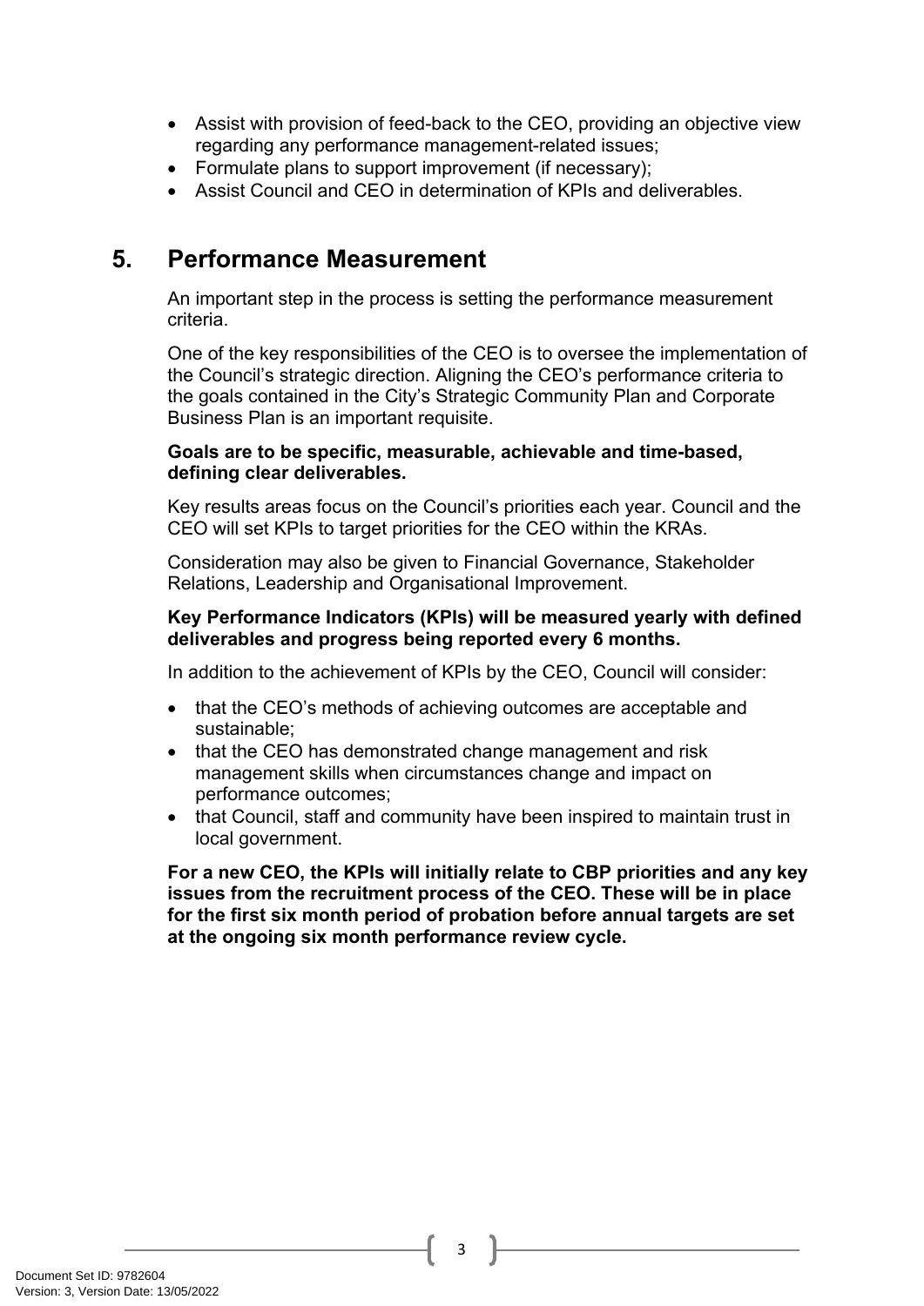- Assist with provision of feed-back to the CEO, providing an objective view regarding any performance management-related issues;
- Formulate plans to support improvement (if necessary);
- Assist Council and CEO in determination of KPIs and deliverables.

## 5. Performance Measurement

An important step in the process is setting the performance measurement criteria.

One of the key responsibilities of the CEO is to oversee the implementation of the Council's strategic direction. Aligning the CEO's performance criteria to the goals contained in the City's Strategic Community Plan and Corporate Business Plan is an important requisite.

**Goals are to be specific, measurable, achievable and time-based, defining clear deliverables.**

Key results areas focus on the Council's priorities each year. Council and the CEO will set KPIs to target priorities for the CEO within the KRAs.

Consideration may also be given to Financial Governance, Stakeholder Relations, Leadership and Organisational Improvement.

**Key Performance Indicators (KPIs) will be measured yearly with defined deliverables and progress being reported every 6 months.**

In addition to the achievement of KPIs by the CEO, Council will consider:

- that the CEO's methods of achieving outcomes are acceptable and sustainable;
- that the CEO has demonstrated change management and risk management skills when circumstances change and impact on performance outcomes;
- that Council, staff and community have been inspired to maintain trust in local government.

**For a new CEO, the KPIs will initially relate to CBP priorities and any key issues from the recruitment process of the CEO. These will be in place for the first six month period of probation before annual targets are set at the ongoing six month performance review cycle.**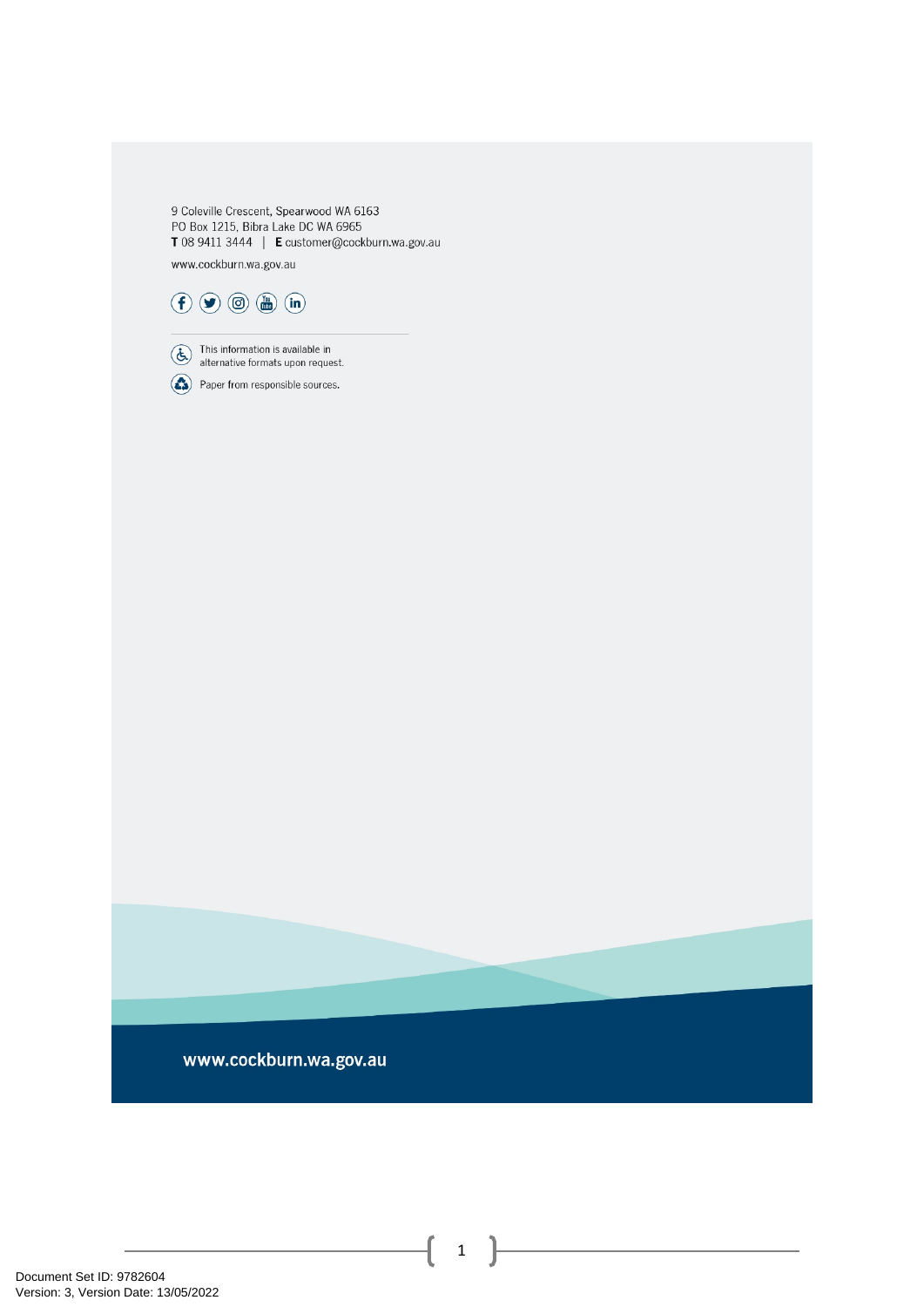9 Coleville Crescent, Spearwood WA 6163
PO Box 1215, Bibra Lake DC WA 6965
**T** 08 9411 3444 | **E** customer@cockburn.wa.gov.au

www.cockburn.wa.gov.au

This information is available in alternative formats upon request.

Paper from responsible sources.

**www.cockburn.wa.gov.au**

Document Set ID: 9782604
Version: 3, Version Date: 13/05/2022